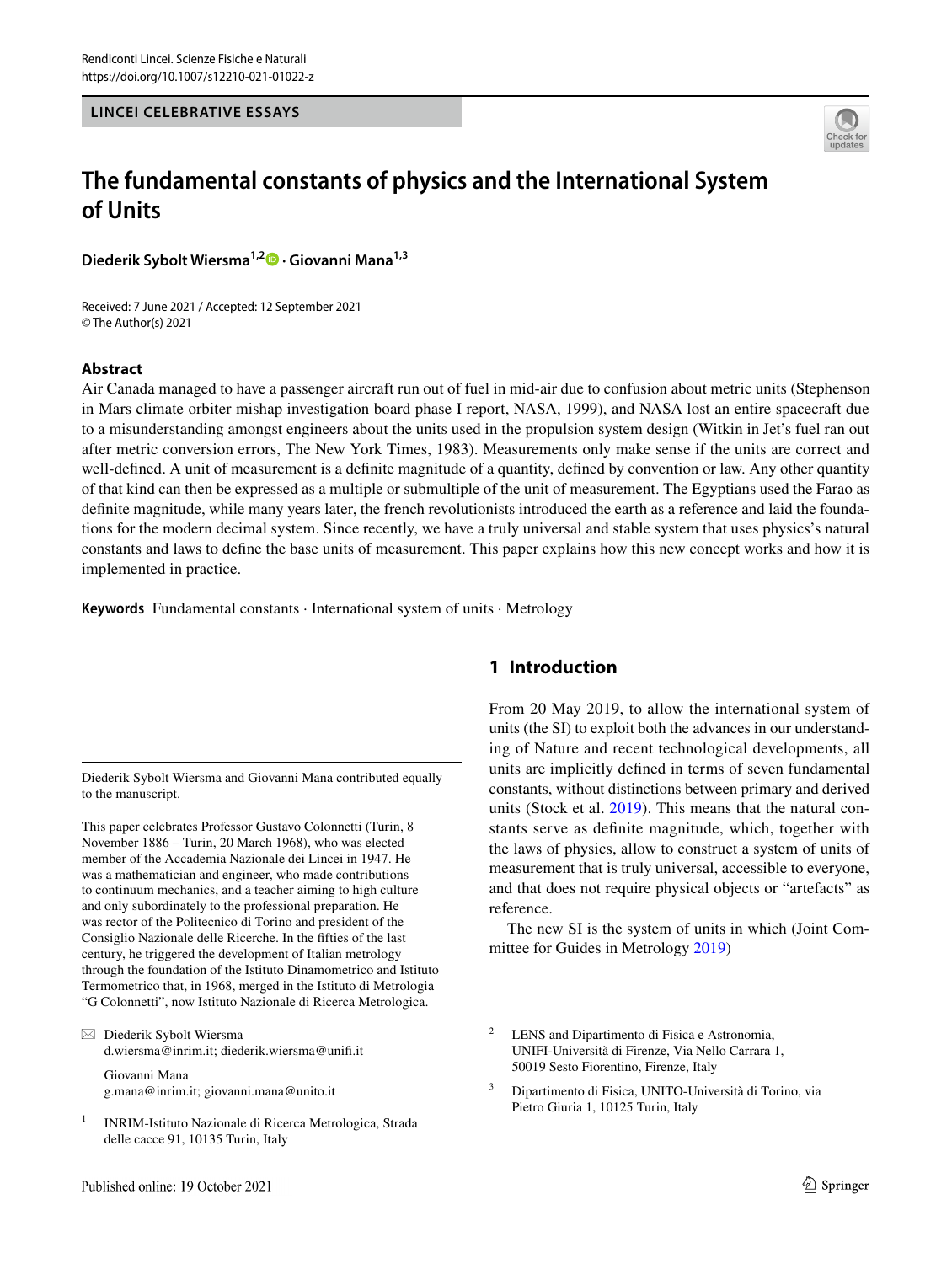LINCEI CELEBRATIVE ESSAYS

# The fundamental constants of physics and the International System of Units

**Diederik Sybolt Wiersma[1,2] · Giovanni Mana[1,3]**

Received: 7 June 2021 / Accepted: 12 September 2021
© The Author(s) 2021

## Abstract

Air Canada managed to have a passenger aircraft run out of fuel in mid-air due to confusion about metric units (Stephenson in Mars climate orbiter mishap investigation board phase I report, NASA, 1999), and NASA lost an entire spacecraft due to a misunderstanding amongst engineers about the units used in the propulsion system design (Witkin in Jet's fuel ran out after metric conversion errors, The New York Times, 1983). Measurements only make sense if the units are correct and well-defined. A unit of measurement is a definite magnitude of a quantity, defined by convention or law. Any other quantity of that kind can then be expressed as a multiple or submultiple of the unit of measurement. The Egyptians used the Farao as definite magnitude, while many years later, the french revolutionists introduced the earth as a reference and laid the foundations for the modern decimal system. Since recently, we have a truly universal and stable system that uses physics's natural constants and laws to define the base units of measurement. This paper explains how this new concept works and how it is implemented in practice.

**Keywords** Fundamental constants · International system of units · Metrology

## 1 Introduction

From 20 May 2019, to allow the international system of units (the SI) to exploit both the advances in our understanding of Nature and recent technological developments, all units are implicitly defined in terms of seven fundamental constants, without distinctions between primary and derived units (Stock et al. 2019). This means that the natural constants serve as definite magnitude, which, together with the laws of physics, allow to construct a system of units of measurement that is truly universal, accessible to everyone, and that does not require physical objects or "artefacts" as reference.

The new SI is the system of units in which (Joint Committee for Guides in Metrology 2019)

---

Diederik Sybolt Wiersma and Giovanni Mana contributed equally to the manuscript.

This paper celebrates Professor Gustavo Colonnetti (Turin, 8 November 1886 – Turin, 20 March 1968), who was elected member of the Accademia Nazionale dei Lincei in 1947. He was a mathematician and engineer, who made contributions to continuum mechanics, and a teacher aiming to high culture and only subordinately to the professional preparation. He was rector of the Politecnico di Torino and president of the Consiglio Nazionale delle Ricerche. In the fifties of the last century, he triggered the development of Italian metrology through the foundation of the Istituto Dinamometrico and Istituto Termometrico that, in 1968, merged in the Istituto di Metrologia "G Colonnetti", now Istituto Nazionale di Ricerca Metrologica.

✉ Diederik Sybolt Wiersma
d.wiersma@inrim.it; diederik.wiersma@unifi.it

Giovanni Mana
g.mana@inrim.it; giovanni.mana@unito.it

[1] INRIM-Istituto Nazionale di Ricerca Metrologica, Strada delle cacce 91, 10135 Turin, Italy

[2] LENS and Dipartimento di Fisica e Astronomia, UNIFI-Università di Firenze, Via Nello Carrara 1, 50019 Sesto Fiorentino, Firenze, Italy

[3] Dipartimento di Fisica, UNITO-Università di Torino, via Pietro Giuria 1, 10125 Turin, Italy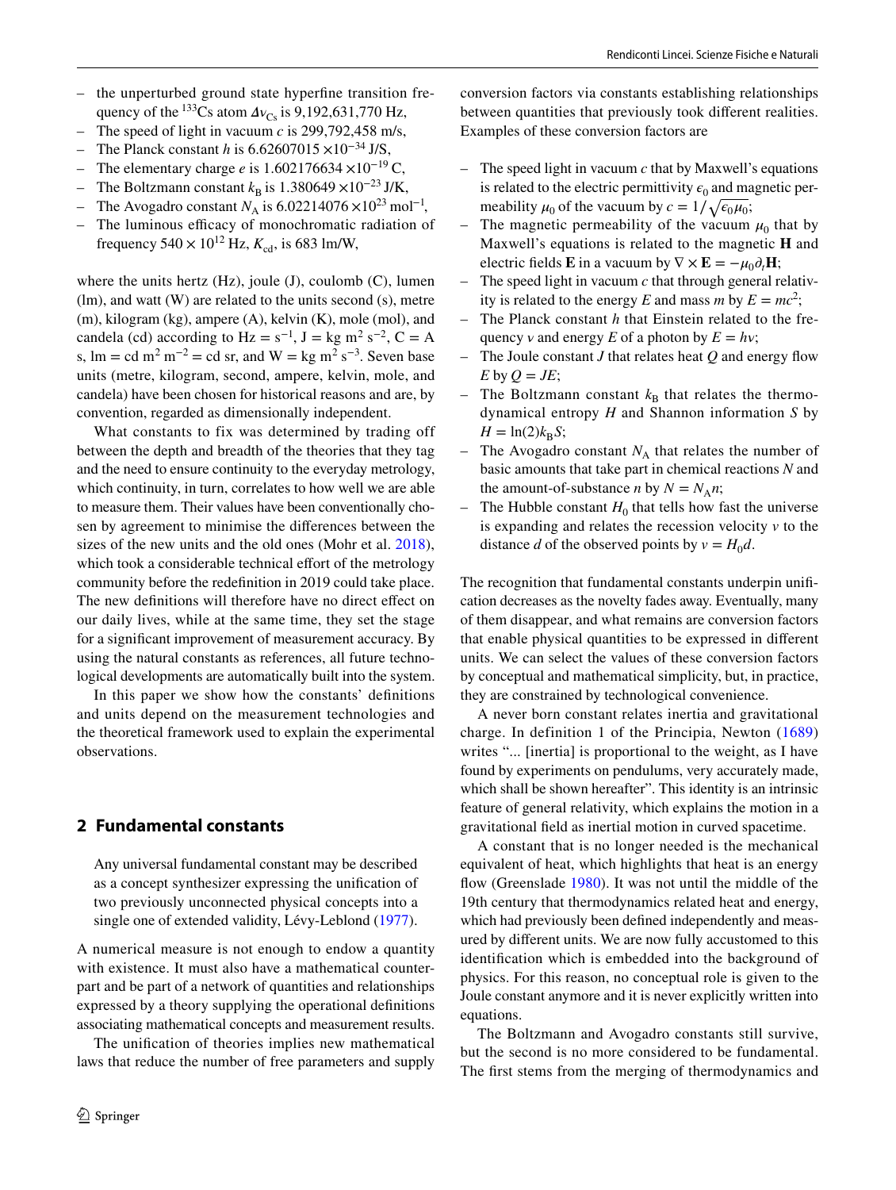- the unperturbed ground state hyperfine transition frequency of the $^{133}$Cs atom $\Delta \nu_{\mathrm{Cs}}$ is 9,192,631,770 Hz,
- The speed of light in vacuum $c$ is 299,792,458 m/s,
- The Planck constant $h$ is $6.62607015 \times 10^{-34}$ J/S,
- The elementary charge $e$ is $1.602176634 \times 10^{-19}$ C,
- The Boltzmann constant $k_{\mathrm{B}}$ is $1.380649 \times 10^{-23}$ J/K,
- The Avogadro constant $N_{\mathrm{A}}$ is $6.02214076 \times 10^{23}$ mol$^{-1}$,
- The luminous efficacy of monochromatic radiation of frequency $540 \times 10^{12}$ Hz, $K_{\mathrm{cd}}$, is 683 lm/W,

where the units hertz (Hz), joule (J), coulomb (C), lumen (lm), and watt (W) are related to the units second (s), metre (m), kilogram (kg), ampere (A), kelvin (K), mole (mol), and candela (cd) according to Hz = s$^{-1}$, J = kg m$^2$ s$^{-2}$, C = A s, lm = cd m$^2$ m$^{-2}$ = cd sr, and W = kg m$^2$ s$^{-3}$. Seven base units (metre, kilogram, second, ampere, kelvin, mole, and candela) have been chosen for historical reasons and are, by convention, regarded as dimensionally independent.

What constants to fix was determined by trading off between the depth and breadth of the theories that they tag and the need to ensure continuity to the everyday metrology, which continuity, in turn, correlates to how well we are able to measure them. Their values have been conventionally chosen by agreement to minimise the differences between the sizes of the new units and the old ones (Mohr et al. 2018), which took a considerable technical effort of the metrology community before the redefinition in 2019 could take place. The new definitions will therefore have no direct effect on our daily lives, while at the same time, they set the stage for a significant improvement of measurement accuracy. By using the natural constants as references, all future technological developments are automatically built into the system.

In this paper we show how the constants' definitions and units depend on the measurement technologies and the theoretical framework used to explain the experimental observations.

## 2 Fundamental constants

> Any universal fundamental constant may be described as a concept synthesizer expressing the unification of two previously unconnected physical concepts into a single one of extended validity, Lévy-Leblond (1977).

A numerical measure is not enough to endow a quantity with existence. It must also have a mathematical counterpart and be part of a network of quantities and relationships expressed by a theory supplying the operational definitions associating mathematical concepts and measurement results.

The unification of theories implies new mathematical laws that reduce the number of free parameters and supply conversion factors via constants establishing relationships between quantities that previously took different realities. Examples of these conversion factors are

- The speed light in vacuum $c$ that by Maxwell's equations is related to the electric permittivity $\epsilon_0$ and magnetic permeability $\mu_0$ of the vacuum by $c = 1/\sqrt{\epsilon_0 \mu_0}$;
- The magnetic permeability of the vacuum $\mu_0$ that by Maxwell's equations is related to the magnetic $\mathbf{H}$ and electric fields $\mathbf{E}$ in a vacuum by $\nabla \times \mathbf{E} = -\mu_0 \partial_t \mathbf{H}$;
- The speed light in vacuum $c$ that through general relativity is related to the energy $E$ and mass $m$ by $E = mc^2$;
- The Planck constant $h$ that Einstein related to the frequency $\nu$ and energy $E$ of a photon by $E = h\nu$;
- The Joule constant $J$ that relates heat $Q$ and energy flow $E$ by $Q = JE$;
- The Boltzmann constant $k_{\mathrm{B}}$ that relates the thermodynamical entropy $H$ and Shannon information $S$ by $H = \ln(2) k_{\mathrm{B}} S$;
- The Avogadro constant $N_{\mathrm{A}}$ that relates the number of basic amounts that take part in chemical reactions $N$ and the amount-of-substance $n$ by $N = N_{\mathrm{A}} n$;
- The Hubble constant $H_0$ that tells how fast the universe is expanding and relates the recession velocity $v$ to the distance $d$ of the observed points by $v = H_0 d$.

The recognition that fundamental constants underpin unification decreases as the novelty fades away. Eventually, many of them disappear, and what remains are conversion factors that enable physical quantities to be expressed in different units. We can select the values of these conversion factors by conceptual and mathematical simplicity, but, in practice, they are constrained by technological convenience.

A never born constant relates inertia and gravitational charge. In definition 1 of the Principia, Newton (1689) writes "... [inertia] is proportional to the weight, as I have found by experiments on pendulums, very accurately made, which shall be shown hereafter". This identity is an intrinsic feature of general relativity, which explains the motion in a gravitational field as inertial motion in curved spacetime.

A constant that is no longer needed is the mechanical equivalent of heat, which highlights that heat is an energy flow (Greenslade 1980). It was not until the middle of the 19th century that thermodynamics related heat and energy, which had previously been defined independently and measured by different units. We are now fully accustomed to this identification which is embedded into the background of physics. For this reason, no conceptual role is given to the Joule constant anymore and it is never explicitly written into equations.

The Boltzmann and Avogadro constants still survive, but the second is no more considered to be fundamental. The first stems from the merging of thermodynamics and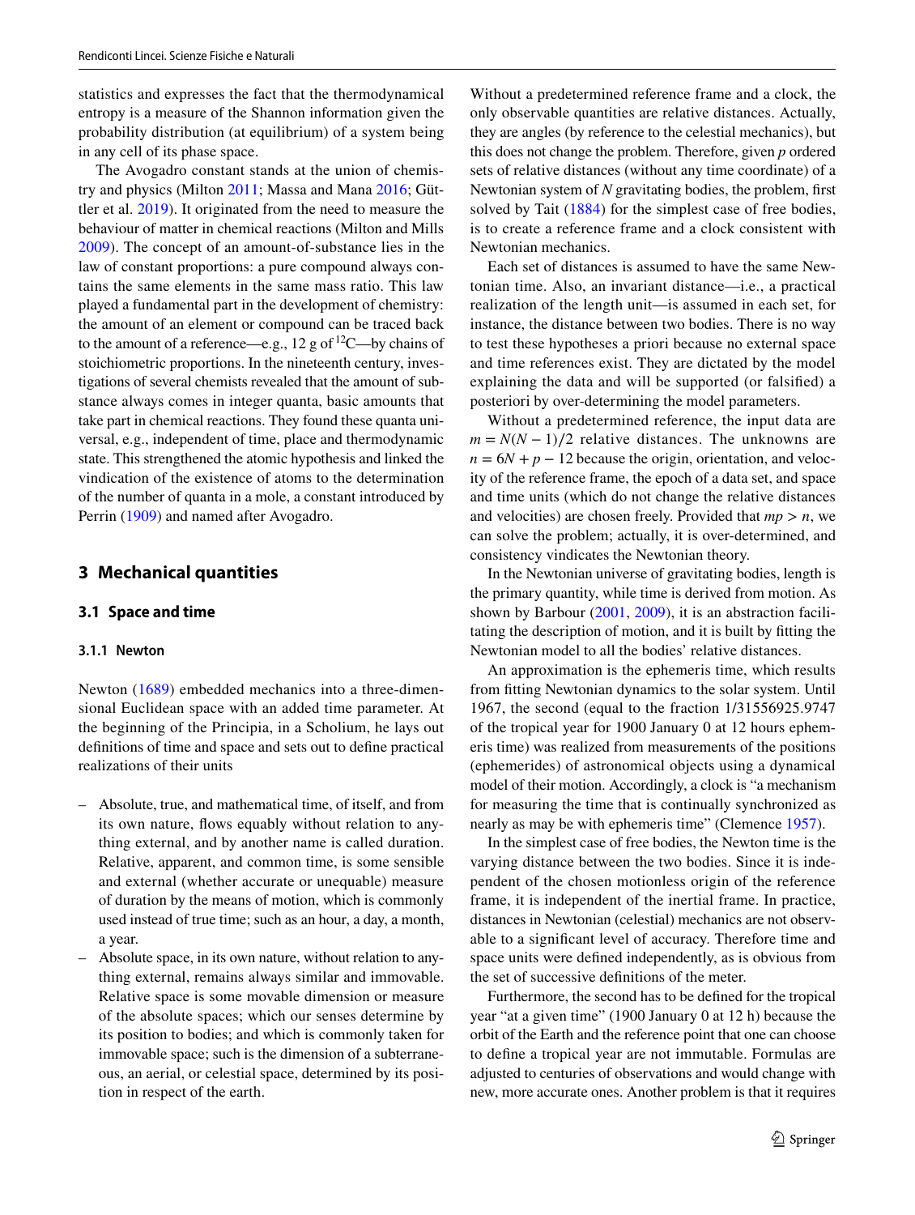statistics and expresses the fact that the thermodynamical entropy is a measure of the Shannon information given the probability distribution (at equilibrium) of a system being in any cell of its phase space.

The Avogadro constant stands at the union of chemistry and physics (Milton 2011; Massa and Mana 2016; Güttler et al. 2019). It originated from the need to measure the behaviour of matter in chemical reactions (Milton and Mills 2009). The concept of an amount-of-substance lies in the law of constant proportions: a pure compound always contains the same elements in the same mass ratio. This law played a fundamental part in the development of chemistry: the amount of an element or compound can be traced back to the amount of a reference—e.g., 12 g of $^{12}$C—by chains of stoichiometric proportions. In the nineteenth century, investigations of several chemists revealed that the amount of substance always comes in integer quanta, basic amounts that take part in chemical reactions. They found these quanta universal, e.g., independent of time, place and thermodynamic state. This strengthened the atomic hypothesis and linked the vindication of the existence of atoms to the determination of the number of quanta in a mole, a constant introduced by Perrin (1909) and named after Avogadro.

## 3 Mechanical quantities

### 3.1 Space and time

#### 3.1.1 Newton

Newton (1689) embedded mechanics into a three-dimensional Euclidean space with an added time parameter. At the beginning of the Principia, in a Scholium, he lays out definitions of time and space and sets out to define practical realizations of their units

- Absolute, true, and mathematical time, of itself, and from its own nature, flows equably without relation to anything external, and by another name is called duration. Relative, apparent, and common time, is some sensible and external (whether accurate or unequable) measure of duration by the means of motion, which is commonly used instead of true time; such as an hour, a day, a month, a year.
- Absolute space, in its own nature, without relation to anything external, remains always similar and immovable. Relative space is some movable dimension or measure of the absolute spaces; which our senses determine by its position to bodies; and which is commonly taken for immovable space; such is the dimension of a subterraneous, an aerial, or celestial space, determined by its position in respect of the earth.

Without a predetermined reference frame and a clock, the only observable quantities are relative distances. Actually, they are angles (by reference to the celestial mechanics), but this does not change the problem. Therefore, given $p$ ordered sets of relative distances (without any time coordinate) of a Newtonian system of $N$ gravitating bodies, the problem, first solved by Tait (1884) for the simplest case of free bodies, is to create a reference frame and a clock consistent with Newtonian mechanics.

Each set of distances is assumed to have the same Newtonian time. Also, an invariant distance—i.e., a practical realization of the length unit—is assumed in each set, for instance, the distance between two bodies. There is no way to test these hypotheses a priori because no external space and time references exist. They are dictated by the model explaining the data and will be supported (or falsified) a posteriori by over-determining the model parameters.

Without a predetermined reference, the input data are $m = N(N-1)/2$ relative distances. The unknowns are $n = 6N + p - 12$ because the origin, orientation, and velocity of the reference frame, the epoch of a data set, and space and time units (which do not change the relative distances and velocities) are chosen freely. Provided that $mp > n$, we can solve the problem; actually, it is over-determined, and consistency vindicates the Newtonian theory.

In the Newtonian universe of gravitating bodies, length is the primary quantity, while time is derived from motion. As shown by Barbour (2001, 2009), it is an abstraction facilitating the description of motion, and it is built by fitting the Newtonian model to all the bodies' relative distances.

An approximation is the ephemeris time, which results from fitting Newtonian dynamics to the solar system. Until 1967, the second (equal to the fraction 1/31556925.9747 of the tropical year for 1900 January 0 at 12 hours ephemeris time) was realized from measurements of the positions (ephemerides) of astronomical objects using a dynamical model of their motion. Accordingly, a clock is "a mechanism for measuring the time that is continually synchronized as nearly as may be with ephemeris time" (Clemence 1957).

In the simplest case of free bodies, the Newton time is the varying distance between the two bodies. Since it is independent of the chosen motionless origin of the reference frame, it is independent of the inertial frame. In practice, distances in Newtonian (celestial) mechanics are not observable to a significant level of accuracy. Therefore time and space units were defined independently, as is obvious from the set of successive definitions of the meter.

Furthermore, the second has to be defined for the tropical year "at a given time" (1900 January 0 at 12 h) because the orbit of the Earth and the reference point that one can choose to define a tropical year are not immutable. Formulas are adjusted to centuries of observations and would change with new, more accurate ones. Another problem is that it requires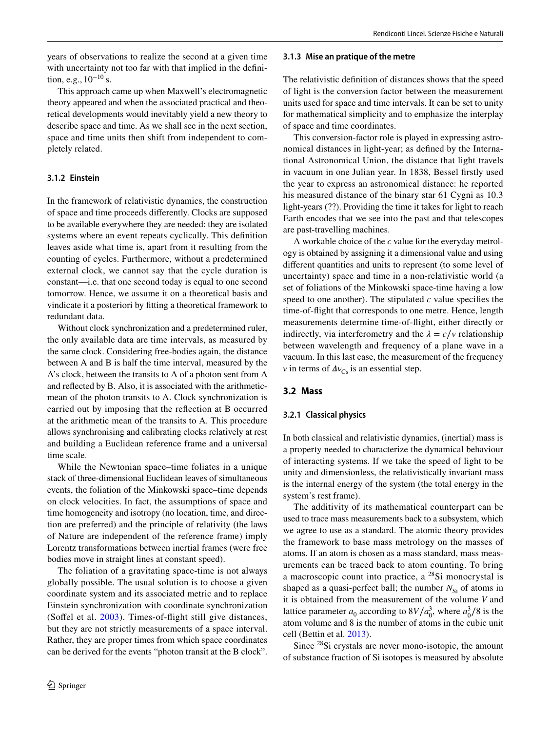years of observations to realize the second at a given time with uncertainty not too far with that implied in the definition, e.g., $10^{-10}$ s.

This approach came up when Maxwell's electromagnetic theory appeared and when the associated practical and theoretical developments would inevitably yield a new theory to describe space and time. As we shall see in the next section, space and time units then shift from independent to completely related.

#### 3.1.2 Einstein

In the framework of relativistic dynamics, the construction of space and time proceeds differently. Clocks are supposed to be available everywhere they are needed: they are isolated systems where an event repeats cyclically. This definition leaves aside what time is, apart from it resulting from the counting of cycles. Furthermore, without a predetermined external clock, we cannot say that the cycle duration is constant—i.e. that one second today is equal to one second tomorrow. Hence, we assume it on a theoretical basis and vindicate it a posteriori by fitting a theoretical framework to redundant data.

Without clock synchronization and a predetermined ruler, the only available data are time intervals, as measured by the same clock. Considering free-bodies again, the distance between A and B is half the time interval, measured by the A's clock, between the transits to A of a photon sent from A and reflected by B. Also, it is associated with the arithmetic-mean of the photon transits to A. Clock synchronization is carried out by imposing that the reflection at B occurred at the arithmetic mean of the transits to A. This procedure allows synchronising and calibrating clocks relatively at rest and building a Euclidean reference frame and a universal time scale.

While the Newtonian space–time foliates in a unique stack of three-dimensional Euclidean leaves of simultaneous events, the foliation of the Minkowski space–time depends on clock velocities. In fact, the assumptions of space and time homogeneity and isotropy (no location, time, and direction are preferred) and the principle of relativity (the laws of Nature are independent of the reference frame) imply Lorentz transformations between inertial frames (were free bodies move in straight lines at constant speed).

The foliation of a gravitating space-time is not always globally possible. The usual solution is to choose a given coordinate system and its associated metric and to replace Einstein synchronization with coordinate synchronization (Soffel et al. 2003). Times-of-flight still give distances, but they are not strictly measurements of a space interval. Rather, they are proper times from which space coordinates can be derived for the events "photon transit at the B clock".

#### 3.1.3 Mise an pratique of the metre

The relativistic definition of distances shows that the speed of light is the conversion factor between the measurement units used for space and time intervals. It can be set to unity for mathematical simplicity and to emphasize the interplay of space and time coordinates.

This conversion-factor role is played in expressing astronomical distances in light-year; as defined by the International Astronomical Union, the distance that light travels in vacuum in one Julian year. In 1838, Bessel firstly used the year to express an astronomical distance: he reported his measured distance of the binary star 61 Cygni as 10.3 light-years (??). Providing the time it takes for light to reach Earth encodes that we see into the past and that telescopes are past-travelling machines.

A workable choice of the $c$ value for the everyday metrology is obtained by assigning it a dimensional value and using different quantities and units to represent (to some level of uncertainty) space and time in a non-relativistic world (a set of foliations of the Minkowski space-time having a low speed to one another). The stipulated $c$ value specifies the time-of-flight that corresponds to one metre. Hence, length measurements determine time-of-flight, either directly or indirectly, via interferometry and the $\lambda = c/\nu$ relationship between wavelength and frequency of a plane wave in a vacuum. In this last case, the measurement of the frequency $\nu$ in terms of $\Delta\nu_{\mathrm{Cs}}$ is an essential step.

### 3.2 Mass

#### 3.2.1 Classical physics

In both classical and relativistic dynamics, (inertial) mass is a property needed to characterize the dynamical behaviour of interacting systems. If we take the speed of light to be unity and dimensionless, the relativistically invariant mass is the internal energy of the system (the total energy in the system's rest frame).

The additivity of its mathematical counterpart can be used to trace mass measurements back to a subsystem, which we agree to use as a standard. The atomic theory provides the framework to base mass metrology on the masses of atoms. If an atom is chosen as a mass standard, mass measurements can be traced back to atom counting. To bring a macroscopic count into practice, a $^{28}$Si monocrystal is shaped as a quasi-perfect ball; the number $N_{\mathrm{Si}}$ of atoms in it is obtained from the measurement of the volume $V$ and lattice parameter $a_0$ according to $8V/a_0^3$, where $a_0^3/8$ is the atom volume and 8 is the number of atoms in the cubic unit cell (Bettin et al. 2013).

Since $^{28}$Si crystals are never mono-isotopic, the amount of substance fraction of Si isotopes is measured by absolute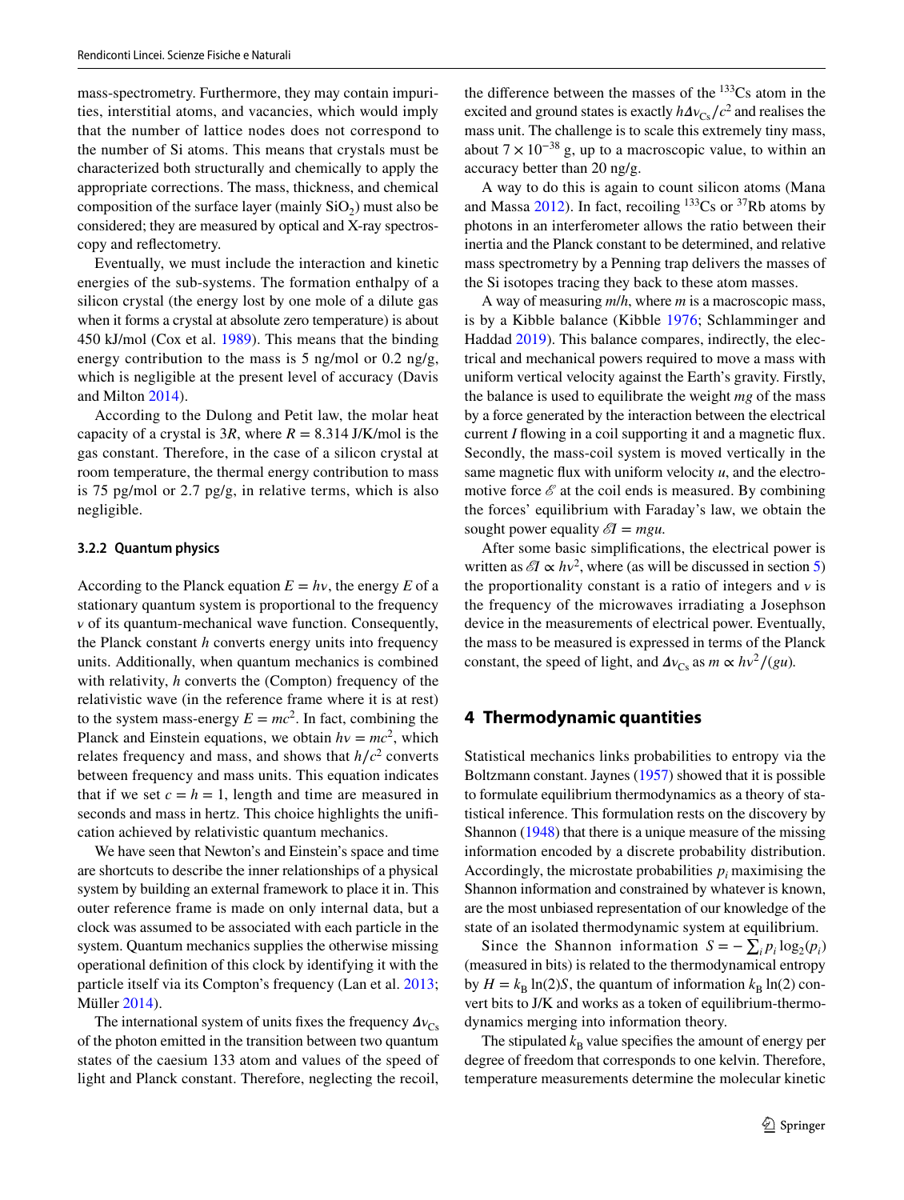mass-spectrometry. Furthermore, they may contain impurities, interstitial atoms, and vacancies, which would imply that the number of lattice nodes does not correspond to the number of Si atoms. This means that crystals must be characterized both structurally and chemically to apply the appropriate corrections. The mass, thickness, and chemical composition of the surface layer (mainly $SiO_2$) must also be considered; they are measured by optical and X-ray spectroscopy and reflectometry.

Eventually, we must include the interaction and kinetic energies of the sub-systems. The formation enthalpy of a silicon crystal (the energy lost by one mole of a dilute gas when it forms a crystal at absolute zero temperature) is about 450 kJ/mol (Cox et al. 1989). This means that the binding energy contribution to the mass is 5 ng/mol or 0.2 ng/g, which is negligible at the present level of accuracy (Davis and Milton 2014).

According to the Dulong and Petit law, the molar heat capacity of a crystal is $3R$, where $R = 8.314$ J/K/mol is the gas constant. Therefore, in the case of a silicon crystal at room temperature, the thermal energy contribution to mass is 75 pg/mol or 2.7 pg/g, in relative terms, which is also negligible.

### 3.2.2 Quantum physics

According to the Planck equation $E = h\nu$, the energy $E$ of a stationary quantum system is proportional to the frequency $\nu$ of its quantum-mechanical wave function. Consequently, the Planck constant $h$ converts energy units into frequency units. Additionally, when quantum mechanics is combined with relativity, $h$ converts the (Compton) frequency of the relativistic wave (in the reference frame where it is at rest) to the system mass-energy $E = mc^2$. In fact, combining the Planck and Einstein equations, we obtain $h\nu = mc^2$, which relates frequency and mass, and shows that $h/c^2$ converts between frequency and mass units. This equation indicates that if we set $c = h = 1$, length and time are measured in seconds and mass in hertz. This choice highlights the unification achieved by relativistic quantum mechanics.

We have seen that Newton's and Einstein's space and time are shortcuts to describe the inner relationships of a physical system by building an external framework to place it in. This outer reference frame is made on only internal data, but a clock was assumed to be associated with each particle in the system. Quantum mechanics supplies the otherwise missing operational definition of this clock by identifying it with the particle itself via its Compton's frequency (Lan et al. 2013; Müller 2014).

The international system of units fixes the frequency $\Delta\nu_{Cs}$ of the photon emitted in the transition between two quantum states of the caesium 133 atom and values of the speed of light and Planck constant. Therefore, neglecting the recoil, the difference between the masses of the $^{133}$Cs atom in the excited and ground states is exactly $h\Delta\nu_{Cs}/c^2$ and realises the mass unit. The challenge is to scale this extremely tiny mass, about $7 \times 10^{-38}$ g, up to a macroscopic value, to within an accuracy better than 20 ng/g.

A way to do this is again to count silicon atoms (Mana and Massa 2012). In fact, recoiling $^{133}$Cs or $^{37}$Rb atoms by photons in an interferometer allows the ratio between their inertia and the Planck constant to be determined, and relative mass spectrometry by a Penning trap delivers the masses of the Si isotopes tracing they back to these atom masses.

A way of measuring $m/h$, where $m$ is a macroscopic mass, is by a Kibble balance (Kibble 1976; Schlamminger and Haddad 2019). This balance compares, indirectly, the electrical and mechanical powers required to move a mass with uniform vertical velocity against the Earth's gravity. Firstly, the balance is used to equilibrate the weight $mg$ of the mass by a force generated by the interaction between the electrical current $I$ flowing in a coil supporting it and a magnetic flux. Secondly, the mass-coil system is moved vertically in the same magnetic flux with uniform velocity $u$, and the electromotive force $\mathscr{E}$ at the coil ends is measured. By combining the forces' equilibrium with Faraday's law, we obtain the sought power equality $\mathscr{E}I = mgu$.

After some basic simplifications, the electrical power is written as $\mathscr{E}I \propto h\nu^2$, where (as will be discussed in section 5) the proportionality constant is a ratio of integers and $\nu$ is the frequency of the microwaves irradiating a Josephson device in the measurements of electrical power. Eventually, the mass to be measured is expressed in terms of the Planck constant, the speed of light, and $\Delta\nu_{Cs}$ as $m \propto h\nu^2/(gu)$.

## 4 Thermodynamic quantities

Statistical mechanics links probabilities to entropy via the Boltzmann constant. Jaynes (1957) showed that it is possible to formulate equilibrium thermodynamics as a theory of statistical inference. This formulation rests on the discovery by Shannon (1948) that there is a unique measure of the missing information encoded by a discrete probability distribution. Accordingly, the microstate probabilities $p_i$ maximising the Shannon information and constrained by whatever is known, are the most unbiased representation of our knowledge of the state of an isolated thermodynamic system at equilibrium.

Since the Shannon information $S = -\sum_i p_i \log_2(p_i)$ (measured in bits) is related to the thermodynamical entropy by $H = k_B \ln(2) S$, the quantum of information $k_B \ln(2)$ convert bits to J/K and works as a token of equilibrium-thermodynamics merging into information theory.

The stipulated $k_B$ value specifies the amount of energy per degree of freedom that corresponds to one kelvin. Therefore, temperature measurements determine the molecular kinetic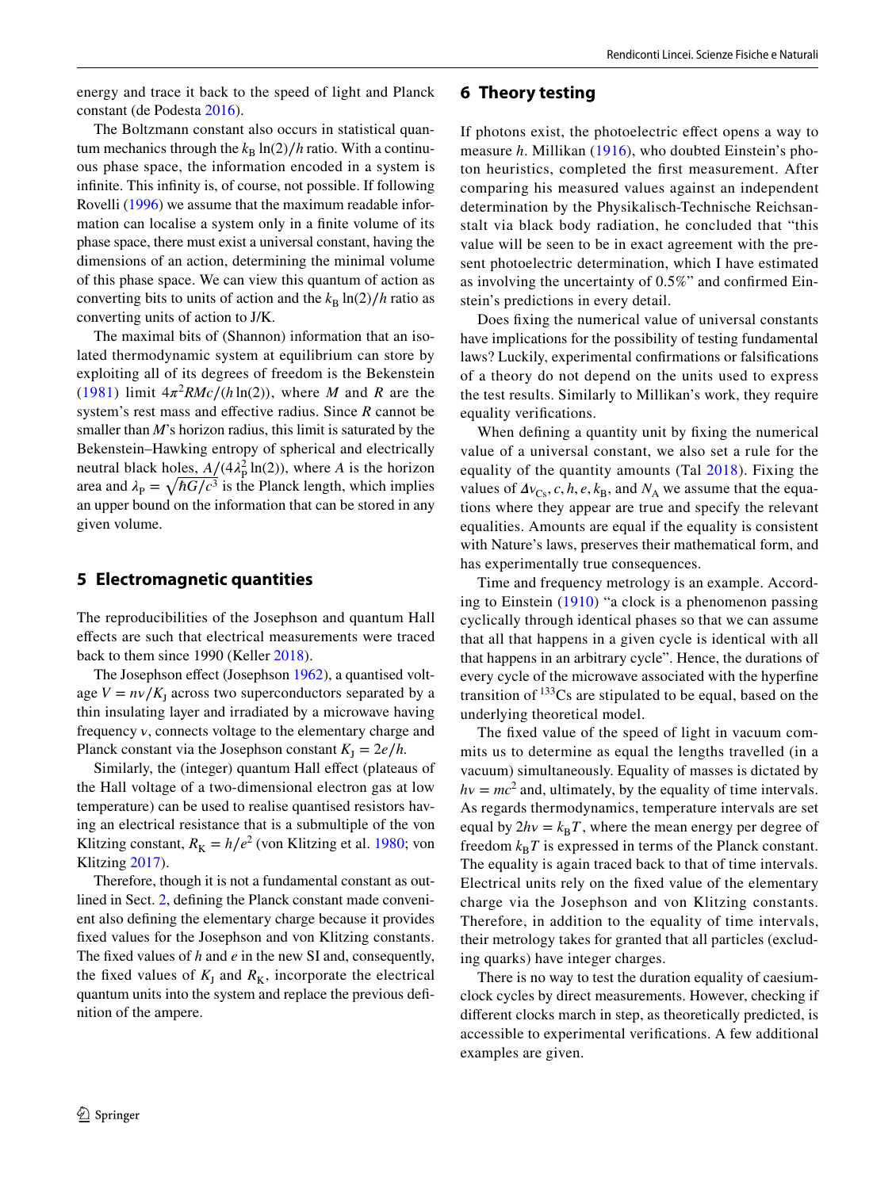energy and trace it back to the speed of light and Planck constant (de Podesta 2016).

The Boltzmann constant also occurs in statistical quantum mechanics through the $k_B \ln(2)/h$ ratio. With a continuous phase space, the information encoded in a system is infinite. This infinity is, of course, not possible. If following Rovelli (1996) we assume that the maximum readable information can localise a system only in a finite volume of its phase space, there must exist a universal constant, having the dimensions of an action, determining the minimal volume of this phase space. We can view this quantum of action as converting bits to units of action and the $k_B \ln(2)/h$ ratio as converting units of action to J/K.

The maximal bits of (Shannon) information that an isolated thermodynamic system at equilibrium can store by exploiting all of its degrees of freedom is the Bekenstein (1981) limit $4\pi^2 RMc/(h\ln(2))$, where $M$ and $R$ are the system's rest mass and effective radius. Since $R$ cannot be smaller than $M$'s horizon radius, this limit is saturated by the Bekenstein–Hawking entropy of spherical and electrically neutral black holes, $A/(4\lambda_P^2 \ln(2))$, where $A$ is the horizon area and $\lambda_P = \sqrt{\hbar G/c^3}$ is the Planck length, which implies an upper bound on the information that can be stored in any given volume.

## 5 Electromagnetic quantities

The reproducibilities of the Josephson and quantum Hall effects are such that electrical measurements were traced back to them since 1990 (Keller 2018).

The Josephson effect (Josephson 1962), a quantised voltage $V = n\nu/K_J$ across two superconductors separated by a thin insulating layer and irradiated by a microwave having frequency $\nu$, connects voltage to the elementary charge and Planck constant via the Josephson constant $K_J = 2e/h$.

Similarly, the (integer) quantum Hall effect (plateaus of the Hall voltage of a two-dimensional electron gas at low temperature) can be used to realise quantised resistors having an electrical resistance that is a submultiple of the von Klitzing constant, $R_K = h/e^2$ (von Klitzing et al. 1980; von Klitzing 2017).

Therefore, though it is not a fundamental constant as outlined in Sect. 2, defining the Planck constant made convenient also defining the elementary charge because it provides fixed values for the Josephson and von Klitzing constants. The fixed values of $h$ and $e$ in the new SI and, consequently, the fixed values of $K_J$ and $R_K$, incorporate the electrical quantum units into the system and replace the previous definition of the ampere.

## 6 Theory testing

If photons exist, the photoelectric effect opens a way to measure $h$. Millikan (1916), who doubted Einstein's photon heuristics, completed the first measurement. After comparing his measured values against an independent determination by the Physikalisch-Technische Reichsanstalt via black body radiation, he concluded that "this value will be seen to be in exact agreement with the present photoelectric determination, which I have estimated as involving the uncertainty of 0.5%" and confirmed Einstein's predictions in every detail.

Does fixing the numerical value of universal constants have implications for the possibility of testing fundamental laws? Luckily, experimental confirmations or falsifications of a theory do not depend on the units used to express the test results. Similarly to Millikan's work, they require equality verifications.

When defining a quantity unit by fixing the numerical value of a universal constant, we also set a rule for the equality of the quantity amounts (Tal 2018). Fixing the values of $\Delta\nu_{Cs}, c, h, e, k_B$, and $N_A$ we assume that the equations where they appear are true and specify the relevant equalities. Amounts are equal if the equality is consistent with Nature's laws, preserves their mathematical form, and has experimentally true consequences.

Time and frequency metrology is an example. According to Einstein (1910) "a clock is a phenomenon passing cyclically through identical phases so that we can assume that all that happens in a given cycle is identical with all that happens in an arbitrary cycle". Hence, the durations of every cycle of the microwave associated with the hyperfine transition of $^{133}$Cs are stipulated to be equal, based on the underlying theoretical model.

The fixed value of the speed of light in vacuum commits us to determine as equal the lengths travelled (in a vacuum) simultaneously. Equality of masses is dictated by $h\nu = mc^2$ and, ultimately, by the equality of time intervals. As regards thermodynamics, temperature intervals are set equal by $2h\nu = k_B T$, where the mean energy per degree of freedom $k_B T$ is expressed in terms of the Planck constant. The equality is again traced back to that of time intervals. Electrical units rely on the fixed value of the elementary charge via the Josephson and von Klitzing constants. Therefore, in addition to the equality of time intervals, their metrology takes for granted that all particles (excluding quarks) have integer charges.

There is no way to test the duration equality of caesium-clock cycles by direct measurements. However, checking if different clocks march in step, as theoretically predicted, is accessible to experimental verifications. A few additional examples are given.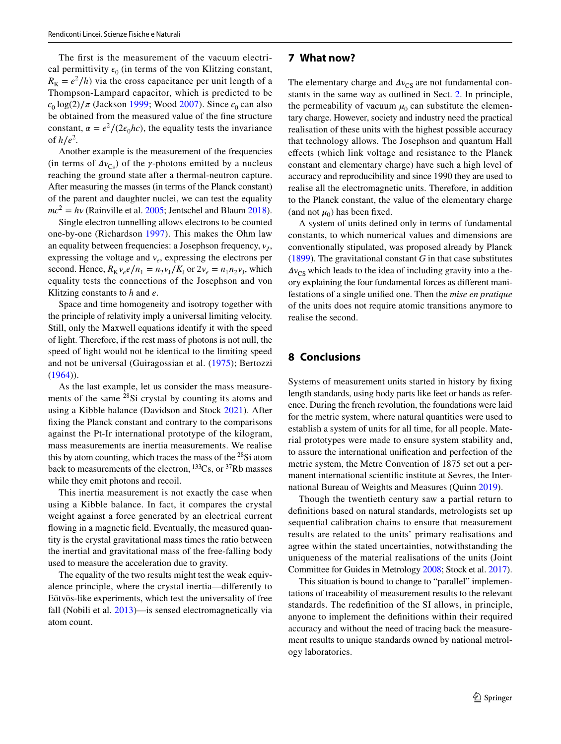The first is the measurement of the vacuum electrical permittivity $\epsilon_0$ (in terms of the von Klitzing constant, $R_K = e^2/h$) via the cross capacitance per unit length of a Thompson-Lampard capacitor, which is predicted to be $\epsilon_0 \log(2)/\pi$ (Jackson 1999; Wood 2007). Since $\epsilon_0$ can also be obtained from the measured value of the fine structure constant, $\alpha = e^2/(2\epsilon_0 hc)$, the equality tests the invariance of $h/e^2$.

Another example is the measurement of the frequencies (in terms of $\Delta\nu_{\mathrm{Cs}}$) of the $\gamma$-photons emitted by a nucleus reaching the ground state after a thermal-neutron capture. After measuring the masses (in terms of the Planck constant) of the parent and daughter nuclei, we can test the equality $mc^2 = h\nu$ (Rainville et al. 2005; Jentschel and Blaum 2018).

Single electron tunnelling allows electrons to be counted one-by-one (Richardson 1997). This makes the Ohm law an equality between frequencies: a Josephson frequency, $\nu_J$, expressing the voltage and $\nu_e$, expressing the electrons per second. Hence, $R_K \nu_e e/n_1 = n_2\nu_J/K_J$ or $2\nu_e = n_1 n_2 \nu_J$, which equality tests the connections of the Josephson and von Klitzing constants to $h$ and $e$.

Space and time homogeneity and isotropy together with the principle of relativity imply a universal limiting velocity. Still, only the Maxwell equations identify it with the speed of light. Therefore, if the rest mass of photons is not null, the speed of light would not be identical to the limiting speed and not be universal (Guiragossian et al. (1975); Bertozzi (1964)).

As the last example, let us consider the mass measurements of the same $^{28}$Si crystal by counting its atoms and using a Kibble balance (Davidson and Stock 2021). After fixing the Planck constant and contrary to the comparisons against the Pt-Ir international prototype of the kilogram, mass measurements are inertia measurements. We realise this by atom counting, which traces the mass of the $^{28}$Si atom back to measurements of the electron, $^{133}$Cs, or $^{37}$Rb masses while they emit photons and recoil.

This inertia measurement is not exactly the case when using a Kibble balance. In fact, it compares the crystal weight against a force generated by an electrical current flowing in a magnetic field. Eventually, the measured quantity is the crystal gravitational mass times the ratio between the inertial and gravitational mass of the free-falling body used to measure the acceleration due to gravity.

The equality of the two results might test the weak equivalence principle, where the crystal inertia—differently to Eötvös-like experiments, which test the universality of free fall (Nobili et al. 2013)—is sensed electromagnetically via atom count.

## 7 What now?

The elementary charge and $\Delta\nu_{\mathrm{CS}}$ are not fundamental constants in the same way as outlined in Sect. 2. In principle, the permeability of vacuum $\mu_0$ can substitute the elementary charge. However, society and industry need the practical realisation of these units with the highest possible accuracy that technology allows. The Josephson and quantum Hall effects (which link voltage and resistance to the Planck constant and elementary charge) have such a high level of accuracy and reproducibility and since 1990 they are used to realise all the electromagnetic units. Therefore, in addition to the Planck constant, the value of the elementary charge (and not $\mu_0$) has been fixed.

A system of units defined only in terms of fundamental constants, to which numerical values and dimensions are conventionally stipulated, was proposed already by Planck (1899). The gravitational constant $G$ in that case substitutes $\Delta\nu_{\mathrm{CS}}$ which leads to the idea of including gravity into a theory explaining the four fundamental forces as different manifestations of a single unified one. Then the *mise en pratique* of the units does not require atomic transitions anymore to realise the second.

## 8 Conclusions

Systems of measurement units started in history by fixing length standards, using body parts like feet or hands as reference. During the french revolution, the foundations were laid for the metric system, where natural quantities were used to establish a system of units for all time, for all people. Material prototypes were made to ensure system stability and, to assure the international unification and perfection of the metric system, the Metre Convention of 1875 set out a permanent international scientific institute at Sevres, the International Bureau of Weights and Measures (Quinn 2019).

Though the twentieth century saw a partial return to definitions based on natural standards, metrologists set up sequential calibration chains to ensure that measurement results are related to the units' primary realisations and agree within the stated uncertainties, notwithstanding the uniqueness of the material realisations of the units (Joint Committee for Guides in Metrology 2008; Stock et al. 2017).

This situation is bound to change to "parallel" implementations of traceability of measurement results to the relevant standards. The redefinition of the SI allows, in principle, anyone to implement the definitions within their required accuracy and without the need of tracing back the measurement results to unique standards owned by national metrology laboratories.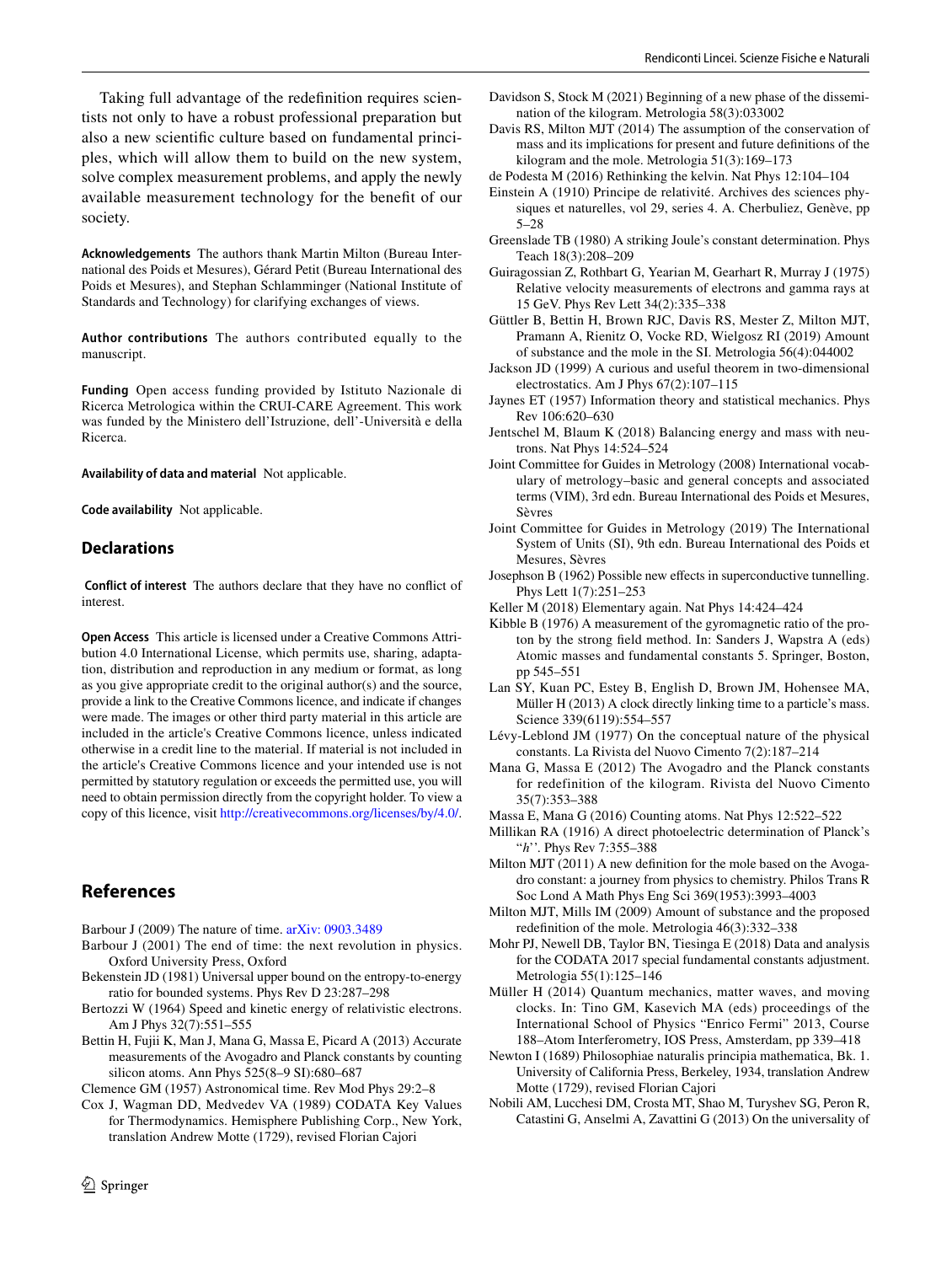Taking full advantage of the redefinition requires scientists not only to have a robust professional preparation but also a new scientific culture based on fundamental principles, which will allow them to build on the new system, solve complex measurement problems, and apply the newly available measurement technology for the benefit of our society.

**Acknowledgements** The authors thank Martin Milton (Bureau International des Poids et Mesures), Gérard Petit (Bureau International des Poids et Mesures), and Stephan Schlamminger (National Institute of Standards and Technology) for clarifying exchanges of views.

**Author contributions** The authors contributed equally to the manuscript.

**Funding** Open access funding provided by Istituto Nazionale di Ricerca Metrologica within the CRUI-CARE Agreement. This work was funded by the Ministero dell'Istruzione, dell'-Università e della Ricerca.

**Availability of data and material** Not applicable.

**Code availability** Not applicable.

## Declarations

**Conflict of interest** The authors declare that they have no conflict of interest.

**Open Access** This article is licensed under a Creative Commons Attribution 4.0 International License, which permits use, sharing, adaptation, distribution and reproduction in any medium or format, as long as you give appropriate credit to the original author(s) and the source, provide a link to the Creative Commons licence, and indicate if changes were made. The images or other third party material in this article are included in the article's Creative Commons licence, unless indicated otherwise in a credit line to the material. If material is not included in the article's Creative Commons licence and your intended use is not permitted by statutory regulation or exceeds the permitted use, you will need to obtain permission directly from the copyright holder. To view a copy of this licence, visit http://creativecommons.org/licenses/by/4.0/.

## References

Barbour J (2009) The nature of time. arXiv: 0903.3489

Barbour J (2001) The end of time: the next revolution in physics. Oxford University Press, Oxford

Bekenstein JD (1981) Universal upper bound on the entropy-to-energy ratio for bounded systems. Phys Rev D 23:287–298

Bertozzi W (1964) Speed and kinetic energy of relativistic electrons. Am J Phys 32(7):551–555

Bettin H, Fujii K, Man J, Mana G, Massa E, Picard A (2013) Accurate measurements of the Avogadro and Planck constants by counting silicon atoms. Ann Phys 525(8–9 SI):680–687

Clemence GM (1957) Astronomical time. Rev Mod Phys 29:2–8

Cox J, Wagman DD, Medvedev VA (1989) CODATA Key Values for Thermodynamics. Hemisphere Publishing Corp., New York, translation Andrew Motte (1729), revised Florian Cajori

Davidson S, Stock M (2021) Beginning of a new phase of the dissemination of the kilogram. Metrologia 58(3):033002

Davis RS, Milton MJT (2014) The assumption of the conservation of mass and its implications for present and future definitions of the kilogram and the mole. Metrologia 51(3):169–173

de Podesta M (2016) Rethinking the kelvin. Nat Phys 12:104–104

Einstein A (1910) Principe de relativité. Archives des sciences physiques et naturelles, vol 29, series 4. A. Cherbuliez, Genève, pp 5–28

Greenslade TB (1980) A striking Joule's constant determination. Phys Teach 18(3):208–209

Guiragossian Z, Rothbart G, Yearian M, Gearhart R, Murray J (1975) Relative velocity measurements of electrons and gamma rays at 15 GeV. Phys Rev Lett 34(2):335–338

Güttler B, Bettin H, Brown RJC, Davis RS, Mester Z, Milton MJT, Pramann A, Rienitz O, Vocke RD, Wielgosz RI (2019) Amount of substance and the mole in the SI. Metrologia 56(4):044002

Jackson JD (1999) A curious and useful theorem in two-dimensional electrostatics. Am J Phys 67(2):107–115

Jaynes ET (1957) Information theory and statistical mechanics. Phys Rev 106:620–630

Jentschel M, Blaum K (2018) Balancing energy and mass with neutrons. Nat Phys 14:524–524

Joint Committee for Guides in Metrology (2008) International vocabulary of metrology–basic and general concepts and associated terms (VIM), 3rd edn. Bureau International des Poids et Mesures, Sèvres

Joint Committee for Guides in Metrology (2019) The International System of Units (SI), 9th edn. Bureau International des Poids et Mesures, Sèvres

Josephson B (1962) Possible new effects in superconductive tunnelling. Phys Lett 1(7):251–253

Keller M (2018) Elementary again. Nat Phys 14:424–424

Kibble B (1976) A measurement of the gyromagnetic ratio of the proton by the strong field method. In: Sanders J, Wapstra A (eds) Atomic masses and fundamental constants 5. Springer, Boston, pp 545–551

Lan SY, Kuan PC, Estey B, English D, Brown JM, Hohensee MA, Müller H (2013) A clock directly linking time to a particle's mass. Science 339(6119):554–557

Lévy-Leblond JM (1977) On the conceptual nature of the physical constants. La Rivista del Nuovo Cimento 7(2):187–214

Mana G, Massa E (2012) The Avogadro and the Planck constants for redefinition of the kilogram. Rivista del Nuovo Cimento 35(7):353–388

Massa E, Mana G (2016) Counting atoms. Nat Phys 12:522–522

Millikan RA (1916) A direct photoelectric determination of Planck's "$h$". Phys Rev 7:355–388

Milton MJT (2011) A new definition for the mole based on the Avogadro constant: a journey from physics to chemistry. Philos Trans R Soc Lond A Math Phys Eng Sci 369(1953):3993–4003

Milton MJT, Mills IM (2009) Amount of substance and the proposed redefinition of the mole. Metrologia 46(3):332–338

Mohr PJ, Newell DB, Taylor BN, Tiesinga E (2018) Data and analysis for the CODATA 2017 special fundamental constants adjustment. Metrologia 55(1):125–146

Müller H (2014) Quantum mechanics, matter waves, and moving clocks. In: Tino GM, Kasevich MA (eds) proceedings of the International School of Physics "Enrico Fermi" 2013, Course 188–Atom Interferometry, IOS Press, Amsterdam, pp 339–418

Newton I (1689) Philosophiae naturalis principia mathematica, Bk. 1. University of California Press, Berkeley, 1934, translation Andrew Motte (1729), revised Florian Cajori

Nobili AM, Lucchesi DM, Crosta MT, Shao M, Turyshev SG, Peron R, Catastini G, Anselmi A, Zavattini G (2013) On the universality of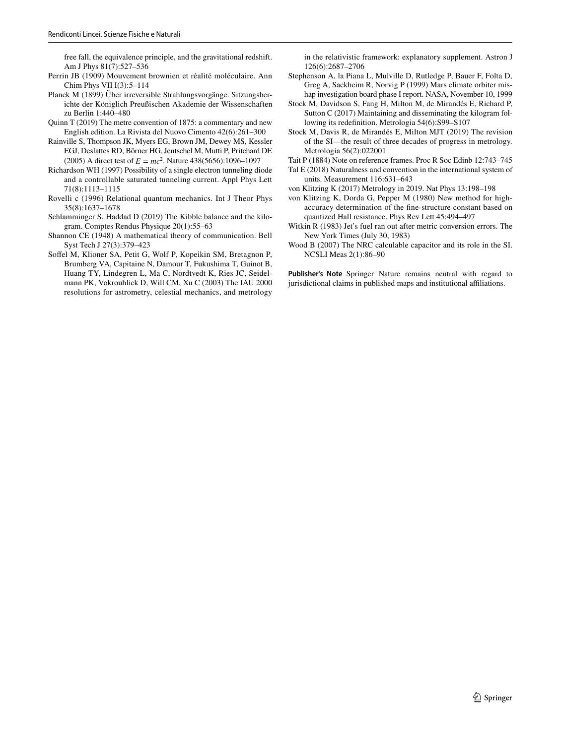free fall, the equivalence principle, and the gravitational redshift. Am J Phys 81(7):527–536

Perrin JB (1909) Mouvement brownien et réalité moléculaire. Ann Chim Phys VII I(3):5–114

Planck M (1899) Über irreversible Strahlungsvorgänge. Sitzungsberichte der Königlich Preußischen Akademie der Wissenschaften zu Berlin 1:440–480

Quinn T (2019) The metre convention of 1875: a commentary and new English edition. La Rivista del Nuovo Cimento 42(6):261–300

Rainville S, Thompson JK, Myers EG, Brown JM, Dewey MS, Kessler EGJ, Deslattes RD, Börner HG, Jentschel M, Mutti P, Pritchard DE (2005) A direct test of $E = mc^2$. Nature 438(5656):1096–1097

Richardson WH (1997) Possibility of a single electron tunneling diode and a controllable saturated tunneling current. Appl Phys Lett 71(8):1113–1115

Rovelli c (1996) Relational quantum mechanics. Int J Theor Phys 35(8):1637–1678

Schlamminger S, Haddad D (2019) The Kibble balance and the kilogram. Comptes Rendus Physique 20(1):55–63

Shannon CE (1948) A mathematical theory of communication. Bell Syst Tech J 27(3):379–423

Soffel M, Klioner SA, Petit G, Wolf P, Kopeikin SM, Bretagnon P, Brumberg VA, Capitaine N, Damour T, Fukushima T, Guinot B, Huang TY, Lindegren L, Ma C, Nordtvedt K, Ries JC, Seidelmann PK, Vokrouhlick D, Will CM, Xu C (2003) The IAU 2000 resolutions for astrometry, celestial mechanics, and metrology in the relativistic framework: explanatory supplement. Astron J 126(6):2687–2706

Stephenson A, la Piana L, Mulville D, Rutledge P, Bauer F, Folta D, Greg A, Sackheim R, Norvig P (1999) Mars climate orbiter mishap investigation board phase I report. NASA, November 10, 1999

Stock M, Davidson S, Fang H, Milton M, de Mirandés E, Richard P, Sutton C (2017) Maintaining and disseminating the kilogram following its redefinition. Metrologia 54(6):S99–S107

Stock M, Davis R, de Mirandés E, Milton MJT (2019) The revision of the SI—the result of three decades of progress in metrology. Metrologia 56(2):022001

Tait P (1884) Note on reference frames. Proc R Soc Edinb 12:743–745

Tal E (2018) Naturalness and convention in the international system of units. Measurement 116:631–643

von Klitzing K (2017) Metrology in 2019. Nat Phys 13:198–198

von Klitzing K, Dorda G, Pepper M (1980) New method for high-accuracy determination of the fine-structure constant based on quantized Hall resistance. Phys Rev Lett 45:494–497

Witkin R (1983) Jet's fuel ran out after metric conversion errors. The New York Times (July 30, 1983)

Wood B (2007) The NRC calculable capacitor and its role in the SI. NCSLI Meas 2(1):86–90

**Publisher's Note** Springer Nature remains neutral with regard to jurisdictional claims in published maps and institutional affiliations.